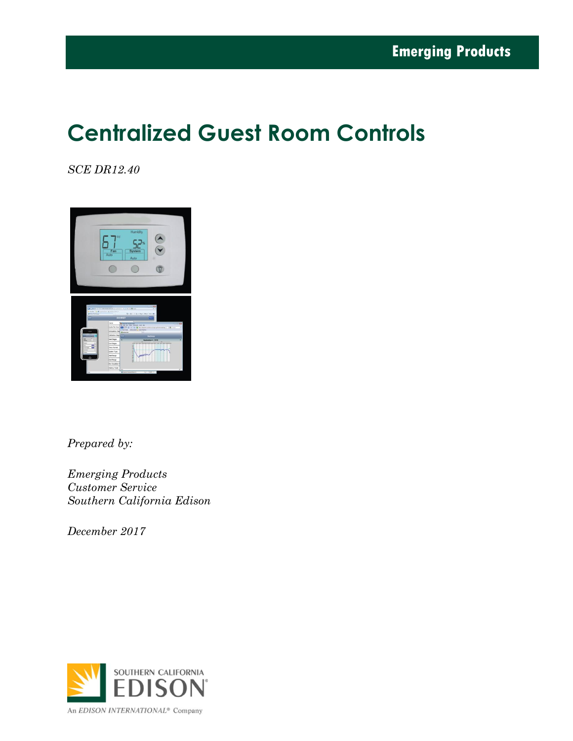Emerging Products

# Centralized Guest Room Controls

*SCE DR12.40*

*Prepared by:*

*Emerging Products*
*Customer Service*
*Southern California Edison*

*December 2017*

SOUTHERN CALIFORNIA EDISON

An *EDISON INTERNATIONAL*® Company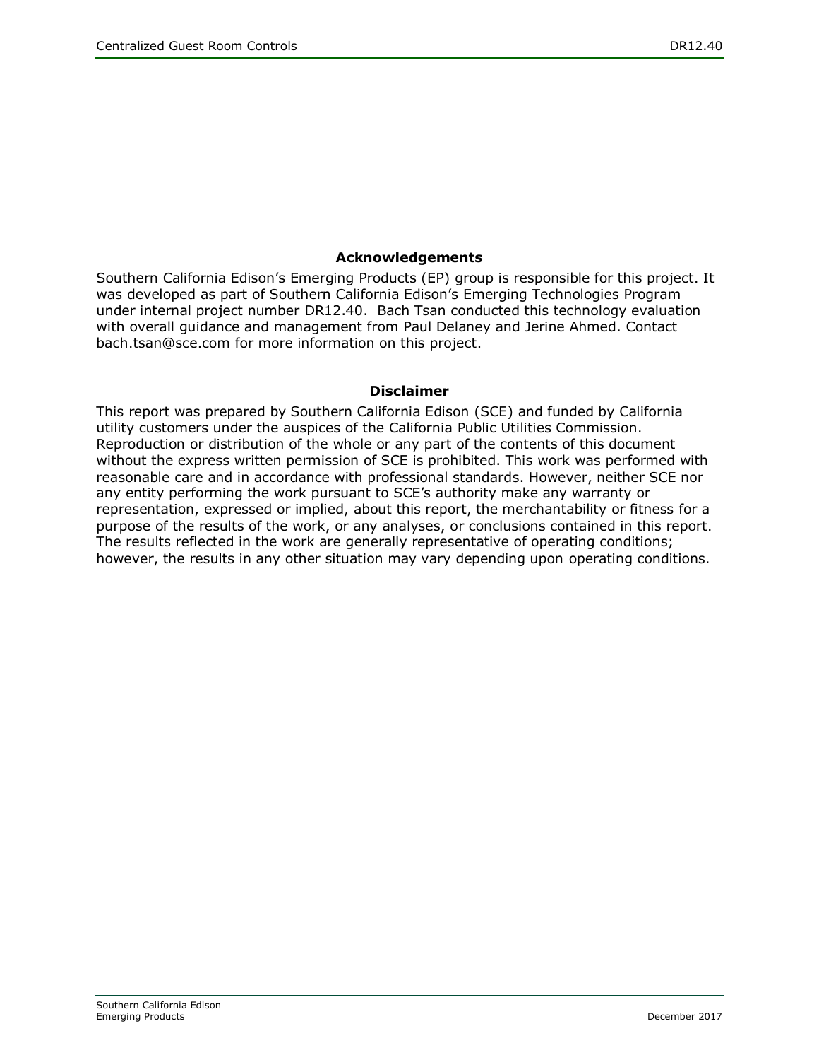## Acknowledgements

Southern California Edison's Emerging Products (EP) group is responsible for this project. It was developed as part of Southern California Edison's Emerging Technologies Program under internal project number DR12.40. Bach Tsan conducted this technology evaluation with overall guidance and management from Paul Delaney and Jerine Ahmed. Contact bach.tsan@sce.com for more information on this project.

## Disclaimer

This report was prepared by Southern California Edison (SCE) and funded by California utility customers under the auspices of the California Public Utilities Commission. Reproduction or distribution of the whole or any part of the contents of this document without the express written permission of SCE is prohibited. This work was performed with reasonable care and in accordance with professional standards. However, neither SCE nor any entity performing the work pursuant to SCE's authority make any warranty or representation, expressed or implied, about this report, the merchantability or fitness for a purpose of the results of the work, or any analyses, or conclusions contained in this report. The results reflected in the work are generally representative of operating conditions; however, the results in any other situation may vary depending upon operating conditions.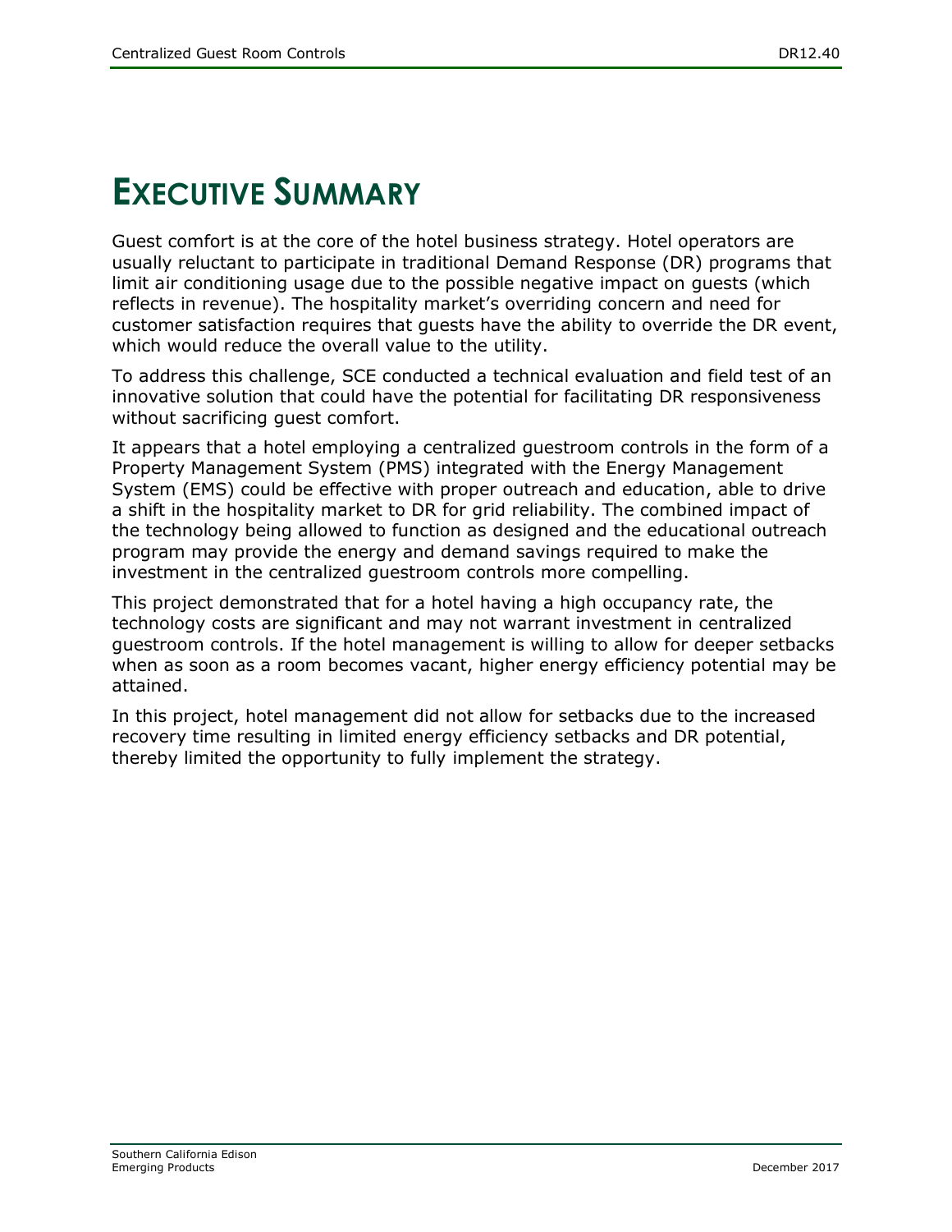# EXECUTIVE SUMMARY

Guest comfort is at the core of the hotel business strategy. Hotel operators are usually reluctant to participate in traditional Demand Response (DR) programs that limit air conditioning usage due to the possible negative impact on guests (which reflects in revenue). The hospitality market's overriding concern and need for customer satisfaction requires that guests have the ability to override the DR event, which would reduce the overall value to the utility.

To address this challenge, SCE conducted a technical evaluation and field test of an innovative solution that could have the potential for facilitating DR responsiveness without sacrificing guest comfort.

It appears that a hotel employing a centralized guestroom controls in the form of a Property Management System (PMS) integrated with the Energy Management System (EMS) could be effective with proper outreach and education, able to drive a shift in the hospitality market to DR for grid reliability. The combined impact of the technology being allowed to function as designed and the educational outreach program may provide the energy and demand savings required to make the investment in the centralized guestroom controls more compelling.

This project demonstrated that for a hotel having a high occupancy rate, the technology costs are significant and may not warrant investment in centralized guestroom controls. If the hotel management is willing to allow for deeper setbacks when as soon as a room becomes vacant, higher energy efficiency potential may be attained.

In this project, hotel management did not allow for setbacks due to the increased recovery time resulting in limited energy efficiency setbacks and DR potential, thereby limited the opportunity to fully implement the strategy.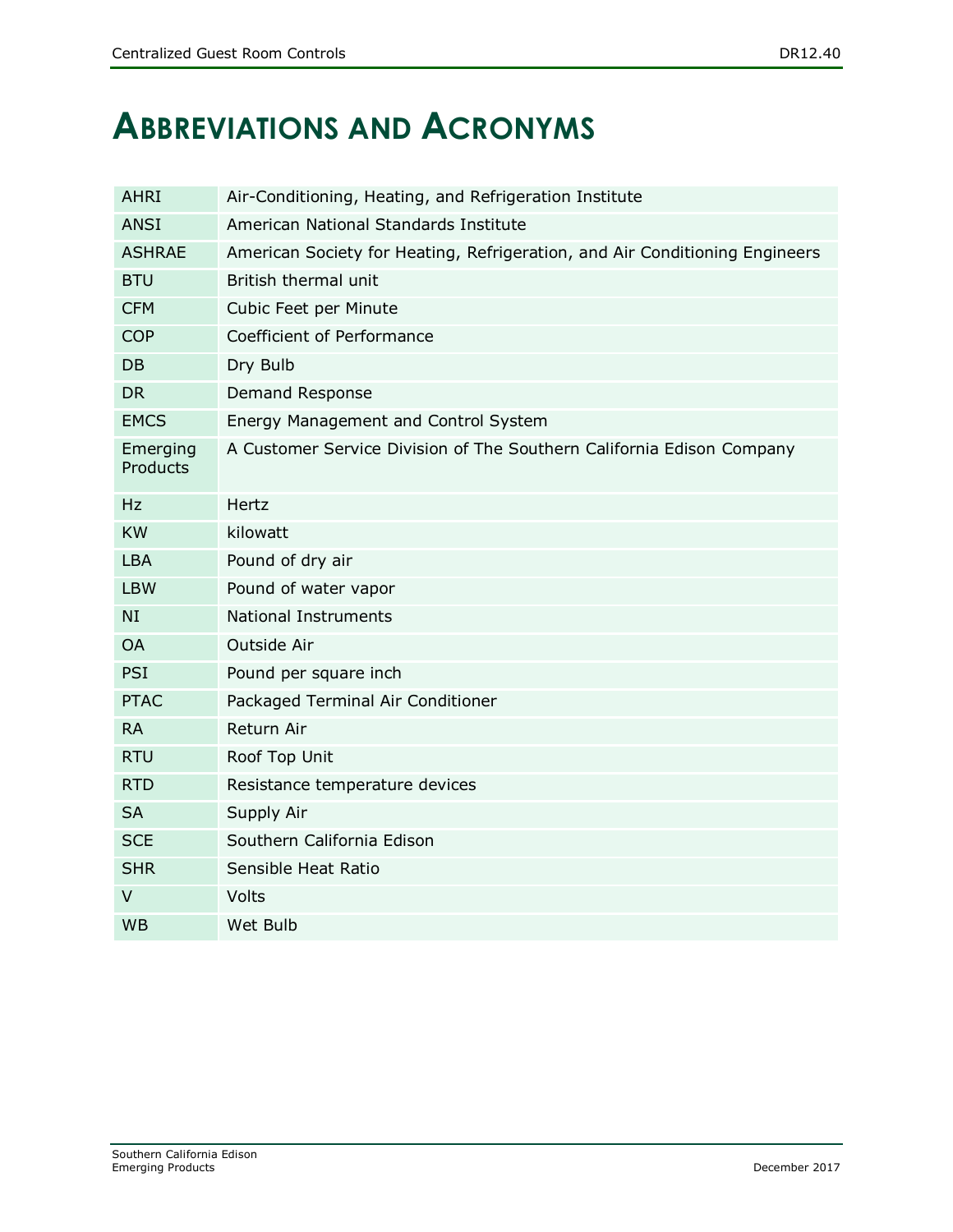# Abbreviations and Acronyms

| | |
|---|---|
| AHRI | Air-Conditioning, Heating, and Refrigeration Institute |
| ANSI | American National Standards Institute |
| ASHRAE | American Society for Heating, Refrigeration, and Air Conditioning Engineers |
| BTU | British thermal unit |
| CFM | Cubic Feet per Minute |
| COP | Coefficient of Performance |
| DB | Dry Bulb |
| DR | Demand Response |
| EMCS | Energy Management and Control System |
| Emerging Products | A Customer Service Division of The Southern California Edison Company |
| Hz | Hertz |
| KW | kilowatt |
| LBA | Pound of dry air |
| LBW | Pound of water vapor |
| NI | National Instruments |
| OA | Outside Air |
| PSI | Pound per square inch |
| PTAC | Packaged Terminal Air Conditioner |
| RA | Return Air |
| RTU | Roof Top Unit |
| RTD | Resistance temperature devices |
| SA | Supply Air |
| SCE | Southern California Edison |
| SHR | Sensible Heat Ratio |
| V | Volts |
| WB | Wet Bulb |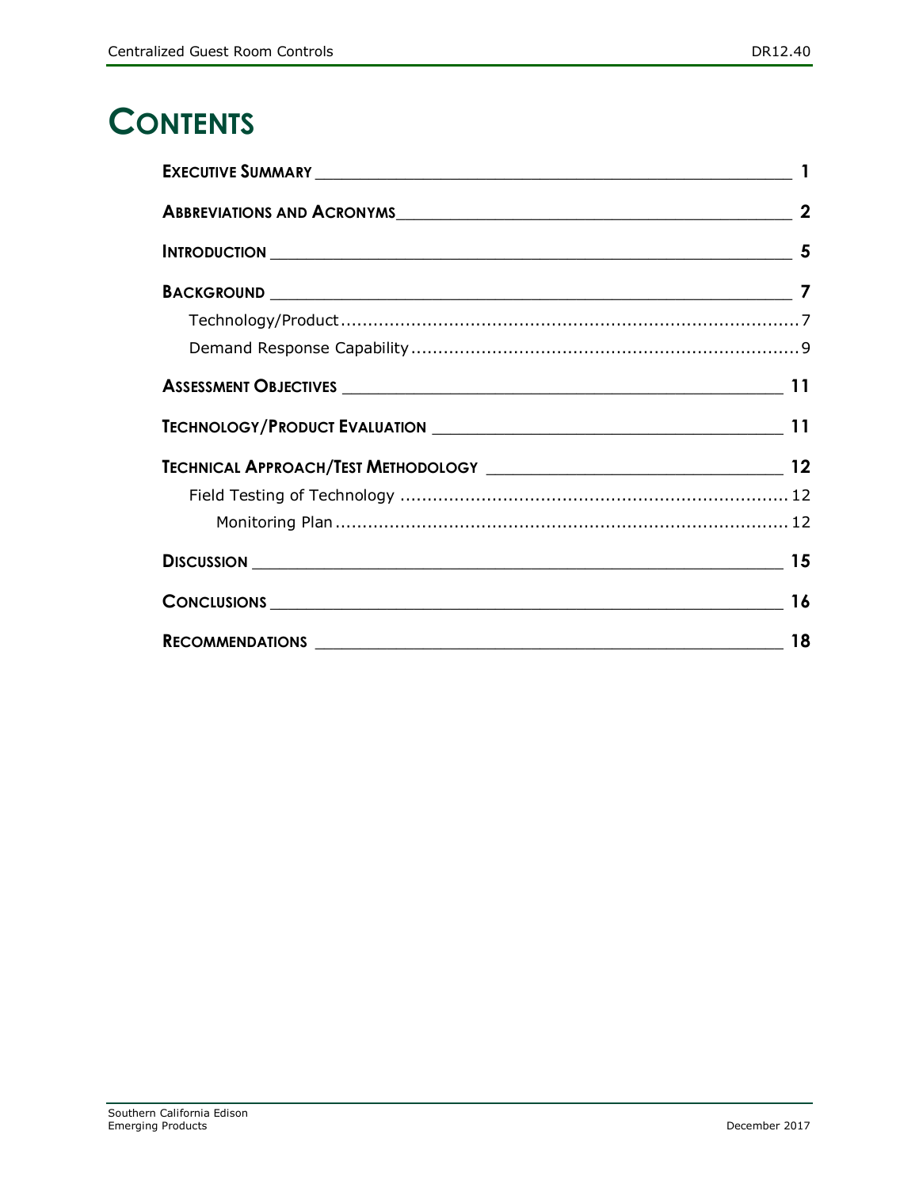# CONTENTS

**EXECUTIVE SUMMARY** 1

**ABBREVIATIONS AND ACRONYMS** 2

**INTRODUCTION** 5

**BACKGROUND** 7

- Technology/Product 7
- Demand Response Capability 9

**ASSESSMENT OBJECTIVES** 11

**TECHNOLOGY/PRODUCT EVALUATION** 11

**TECHNICAL APPROACH/TEST METHODOLOGY** 12

- Field Testing of Technology 12
  - Monitoring Plan 12

**DISCUSSION** 15

**CONCLUSIONS** 16

**RECOMMENDATIONS** 18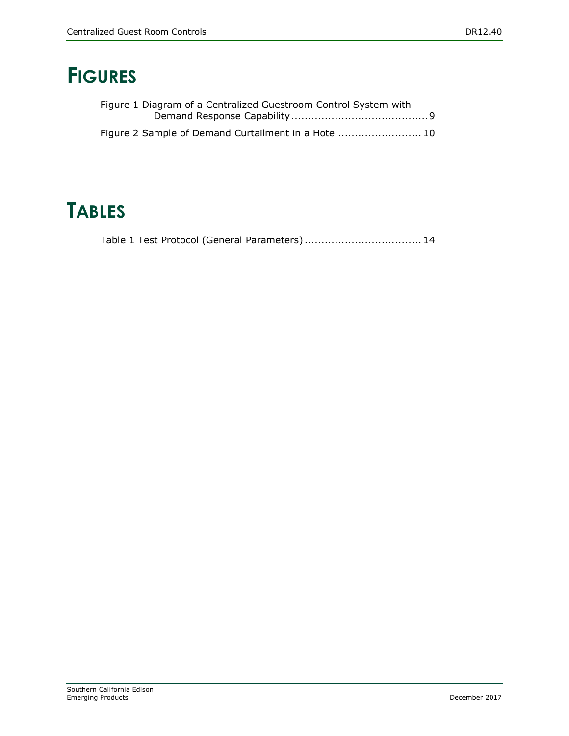# FIGURES

Figure 1 Diagram of a Centralized Guestroom Control System with Demand Response Capability ......................................... 9

Figure 2 Sample of Demand Curtailment in a Hotel ......................... 10

# TABLES

Table 1 Test Protocol (General Parameters) ................................... 14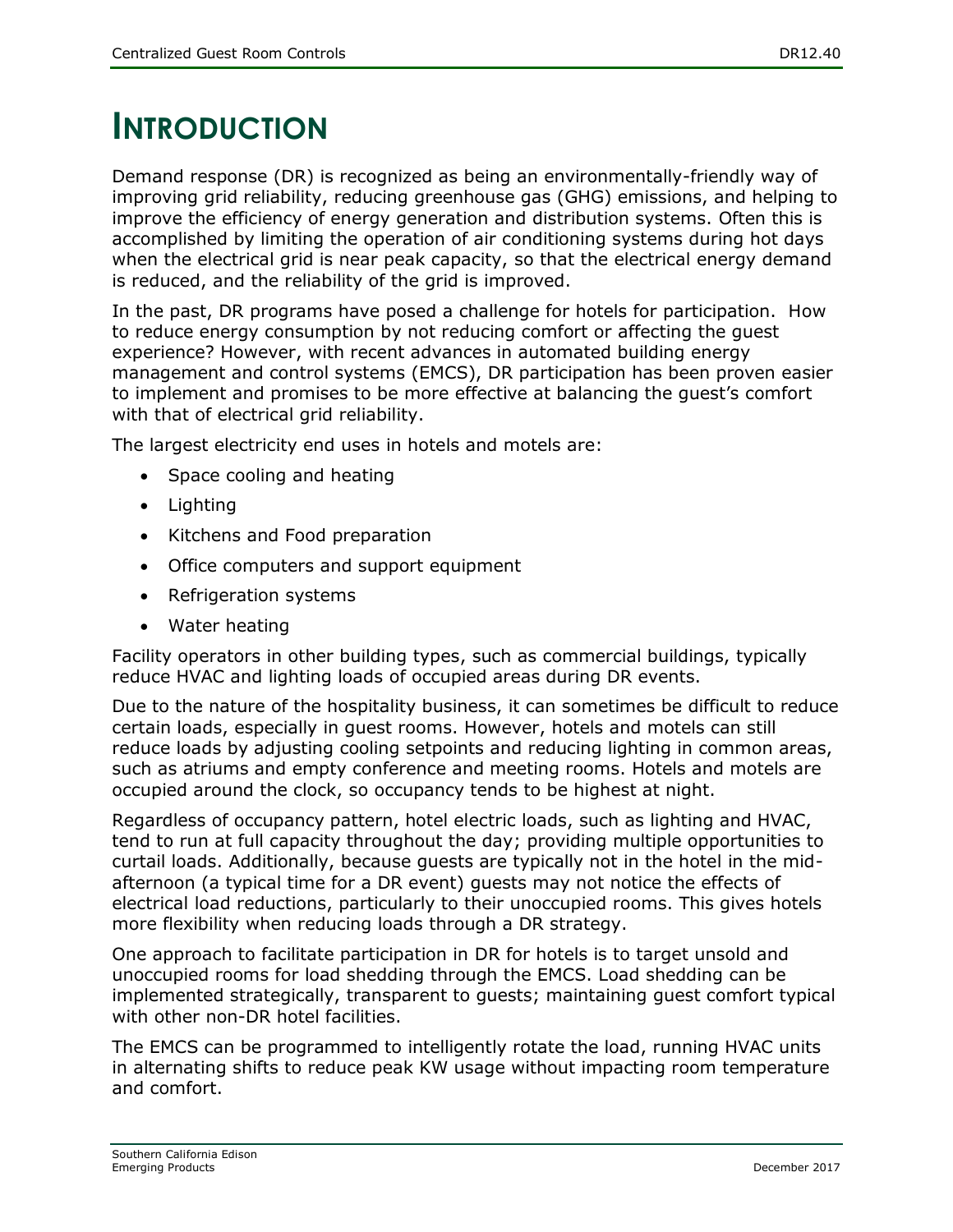# INTRODUCTION

Demand response (DR) is recognized as being an environmentally-friendly way of improving grid reliability, reducing greenhouse gas (GHG) emissions, and helping to improve the efficiency of energy generation and distribution systems. Often this is accomplished by limiting the operation of air conditioning systems during hot days when the electrical grid is near peak capacity, so that the electrical energy demand is reduced, and the reliability of the grid is improved.

In the past, DR programs have posed a challenge for hotels for participation. How to reduce energy consumption by not reducing comfort or affecting the guest experience? However, with recent advances in automated building energy management and control systems (EMCS), DR participation has been proven easier to implement and promises to be more effective at balancing the guest's comfort with that of electrical grid reliability.

The largest electricity end uses in hotels and motels are:

- Space cooling and heating
- Lighting
- Kitchens and Food preparation
- Office computers and support equipment
- Refrigeration systems
- Water heating

Facility operators in other building types, such as commercial buildings, typically reduce HVAC and lighting loads of occupied areas during DR events.

Due to the nature of the hospitality business, it can sometimes be difficult to reduce certain loads, especially in guest rooms. However, hotels and motels can still reduce loads by adjusting cooling setpoints and reducing lighting in common areas, such as atriums and empty conference and meeting rooms. Hotels and motels are occupied around the clock, so occupancy tends to be highest at night.

Regardless of occupancy pattern, hotel electric loads, such as lighting and HVAC, tend to run at full capacity throughout the day; providing multiple opportunities to curtail loads. Additionally, because guests are typically not in the hotel in the mid-afternoon (a typical time for a DR event) guests may not notice the effects of electrical load reductions, particularly to their unoccupied rooms. This gives hotels more flexibility when reducing loads through a DR strategy.

One approach to facilitate participation in DR for hotels is to target unsold and unoccupied rooms for load shedding through the EMCS. Load shedding can be implemented strategically, transparent to guests; maintaining guest comfort typical with other non-DR hotel facilities.

The EMCS can be programmed to intelligently rotate the load, running HVAC units in alternating shifts to reduce peak KW usage without impacting room temperature and comfort.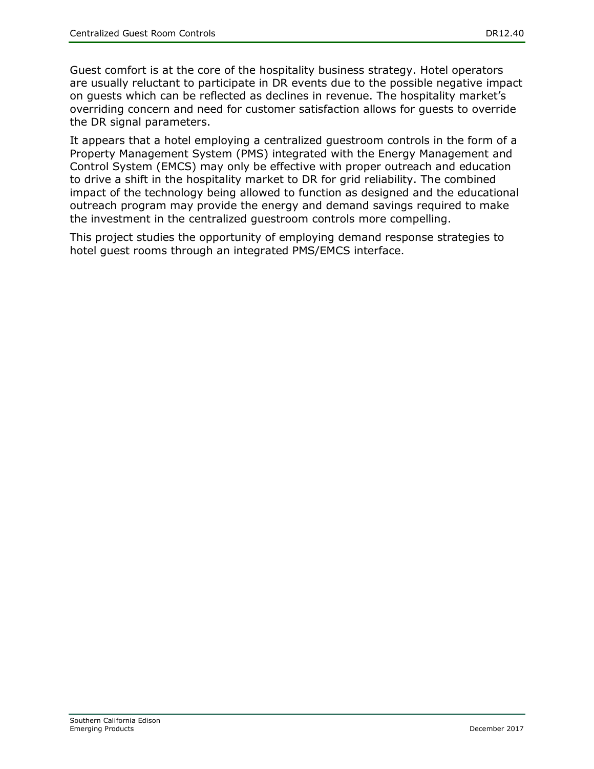Guest comfort is at the core of the hospitality business strategy. Hotel operators are usually reluctant to participate in DR events due to the possible negative impact on guests which can be reflected as declines in revenue. The hospitality market's overriding concern and need for customer satisfaction allows for guests to override the DR signal parameters.

It appears that a hotel employing a centralized guestroom controls in the form of a Property Management System (PMS) integrated with the Energy Management and Control System (EMCS) may only be effective with proper outreach and education to drive a shift in the hospitality market to DR for grid reliability. The combined impact of the technology being allowed to function as designed and the educational outreach program may provide the energy and demand savings required to make the investment in the centralized guestroom controls more compelling.

This project studies the opportunity of employing demand response strategies to hotel guest rooms through an integrated PMS/EMCS interface.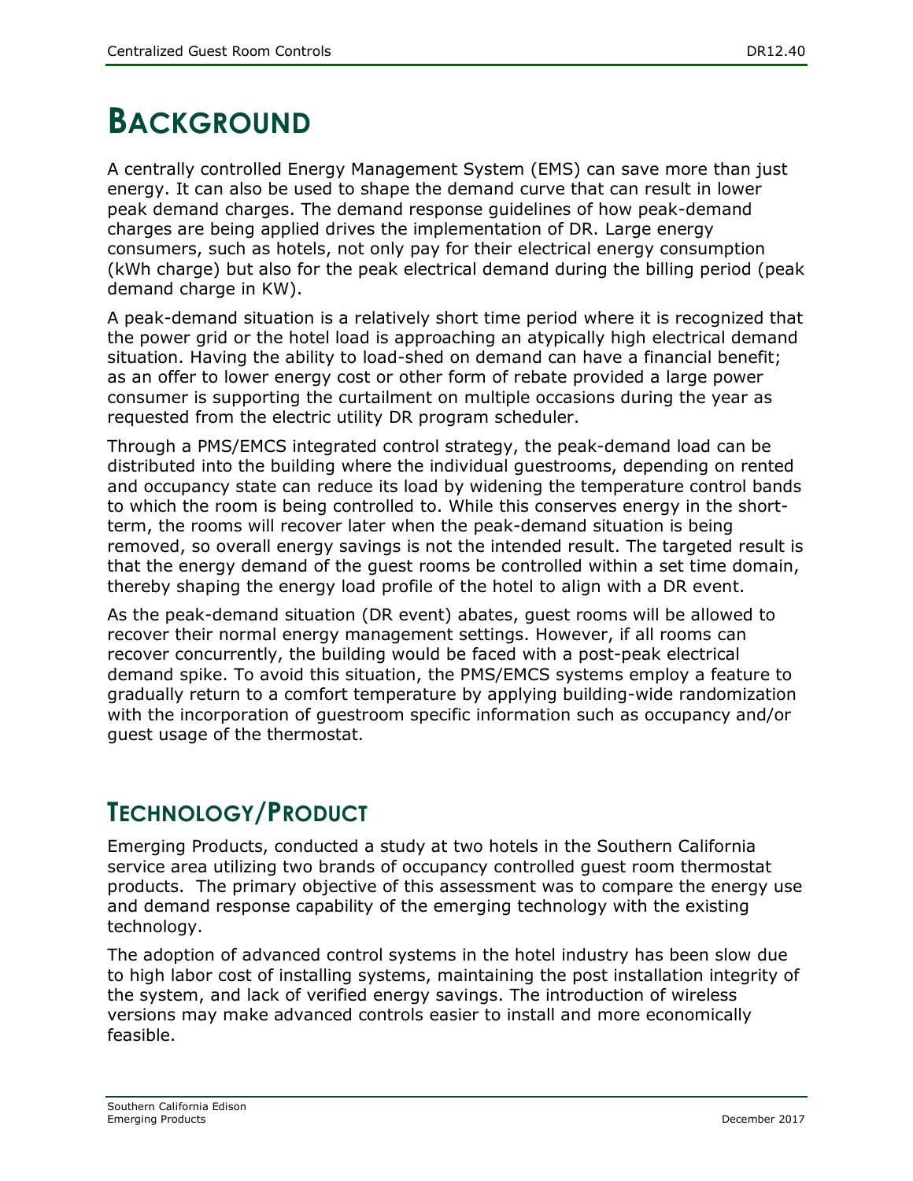# BACKGROUND

A centrally controlled Energy Management System (EMS) can save more than just energy. It can also be used to shape the demand curve that can result in lower peak demand charges. The demand response guidelines of how peak-demand charges are being applied drives the implementation of DR. Large energy consumers, such as hotels, not only pay for their electrical energy consumption (kWh charge) but also for the peak electrical demand during the billing period (peak demand charge in KW).

A peak-demand situation is a relatively short time period where it is recognized that the power grid or the hotel load is approaching an atypically high electrical demand situation. Having the ability to load-shed on demand can have a financial benefit; as an offer to lower energy cost or other form of rebate provided a large power consumer is supporting the curtailment on multiple occasions during the year as requested from the electric utility DR program scheduler.

Through a PMS/EMCS integrated control strategy, the peak-demand load can be distributed into the building where the individual guestrooms, depending on rented and occupancy state can reduce its load by widening the temperature control bands to which the room is being controlled to. While this conserves energy in the short-term, the rooms will recover later when the peak-demand situation is being removed, so overall energy savings is not the intended result. The targeted result is that the energy demand of the guest rooms be controlled within a set time domain, thereby shaping the energy load profile of the hotel to align with a DR event.

As the peak-demand situation (DR event) abates, guest rooms will be allowed to recover their normal energy management settings. However, if all rooms can recover concurrently, the building would be faced with a post-peak electrical demand spike. To avoid this situation, the PMS/EMCS systems employ a feature to gradually return to a comfort temperature by applying building-wide randomization with the incorporation of guestroom specific information such as occupancy and/or guest usage of the thermostat.

## TECHNOLOGY/PRODUCT

Emerging Products, conducted a study at two hotels in the Southern California service area utilizing two brands of occupancy controlled guest room thermostat products. The primary objective of this assessment was to compare the energy use and demand response capability of the emerging technology with the existing technology.

The adoption of advanced control systems in the hotel industry has been slow due to high labor cost of installing systems, maintaining the post installation integrity of the system, and lack of verified energy savings. The introduction of wireless versions may make advanced controls easier to install and more economically feasible.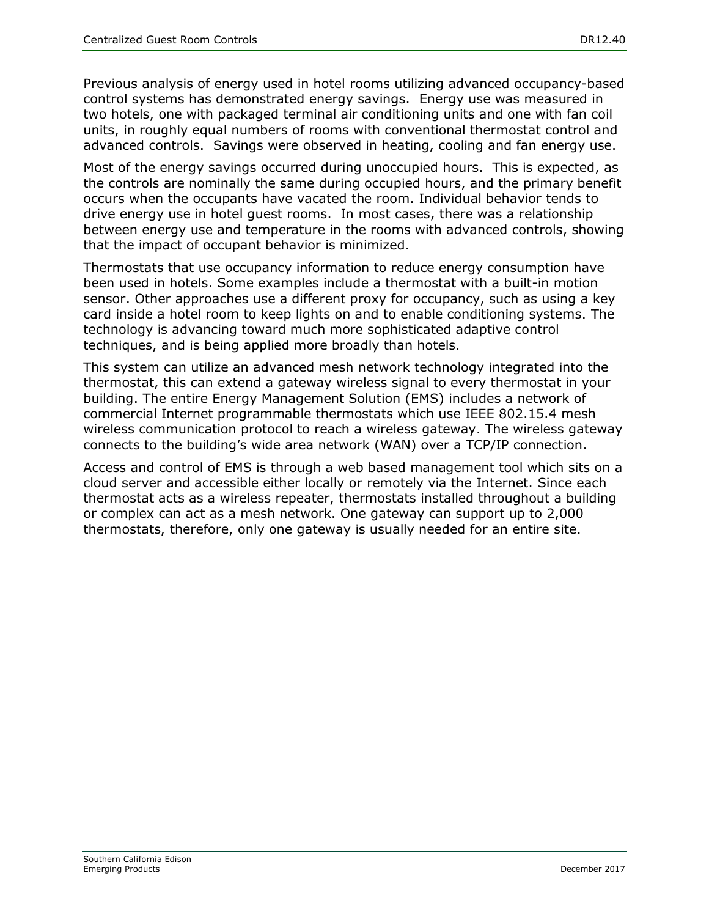Previous analysis of energy used in hotel rooms utilizing advanced occupancy-based control systems has demonstrated energy savings. Energy use was measured in two hotels, one with packaged terminal air conditioning units and one with fan coil units, in roughly equal numbers of rooms with conventional thermostat control and advanced controls. Savings were observed in heating, cooling and fan energy use.

Most of the energy savings occurred during unoccupied hours. This is expected, as the controls are nominally the same during occupied hours, and the primary benefit occurs when the occupants have vacated the room. Individual behavior tends to drive energy use in hotel guest rooms. In most cases, there was a relationship between energy use and temperature in the rooms with advanced controls, showing that the impact of occupant behavior is minimized.

Thermostats that use occupancy information to reduce energy consumption have been used in hotels. Some examples include a thermostat with a built-in motion sensor. Other approaches use a different proxy for occupancy, such as using a key card inside a hotel room to keep lights on and to enable conditioning systems. The technology is advancing toward much more sophisticated adaptive control techniques, and is being applied more broadly than hotels.

This system can utilize an advanced mesh network technology integrated into the thermostat, this can extend a gateway wireless signal to every thermostat in your building. The entire Energy Management Solution (EMS) includes a network of commercial Internet programmable thermostats which use IEEE 802.15.4 mesh wireless communication protocol to reach a wireless gateway. The wireless gateway connects to the building's wide area network (WAN) over a TCP/IP connection.

Access and control of EMS is through a web based management tool which sits on a cloud server and accessible either locally or remotely via the Internet. Since each thermostat acts as a wireless repeater, thermostats installed throughout a building or complex can act as a mesh network. One gateway can support up to 2,000 thermostats, therefore, only one gateway is usually needed for an entire site.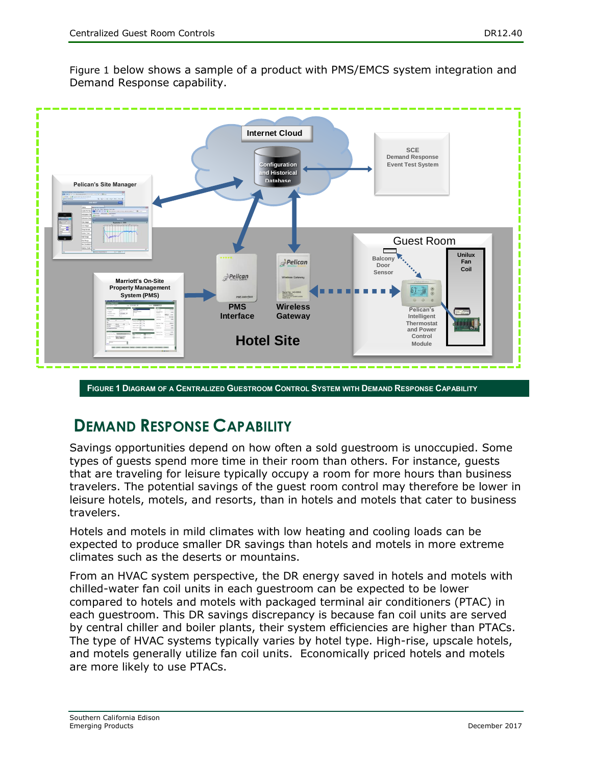Figure 1 below shows a sample of a product with PMS/EMCS system integration and Demand Response capability.

FIGURE 1 DIAGRAM OF A CENTRALIZED GUESTROOM CONTROL SYSTEM WITH DEMAND RESPONSE CAPABILITY

## DEMAND RESPONSE CAPABILITY

Savings opportunities depend on how often a sold guestroom is unoccupied. Some types of guests spend more time in their room than others. For instance, guests that are traveling for leisure typically occupy a room for more hours than business travelers. The potential savings of the guest room control may therefore be lower in leisure hotels, motels, and resorts, than in hotels and motels that cater to business travelers.

Hotels and motels in mild climates with low heating and cooling loads can be expected to produce smaller DR savings than hotels and motels in more extreme climates such as the deserts or mountains.

From an HVAC system perspective, the DR energy saved in hotels and motels with chilled-water fan coil units in each guestroom can be expected to be lower compared to hotels and motels with packaged terminal air conditioners (PTAC) in each guestroom. This DR savings discrepancy is because fan coil units are served by central chiller and boiler plants, their system efficiencies are higher than PTACs. The type of HVAC systems typically varies by hotel type. High-rise, upscale hotels, and motels generally utilize fan coil units. Economically priced hotels and motels are more likely to use PTACs.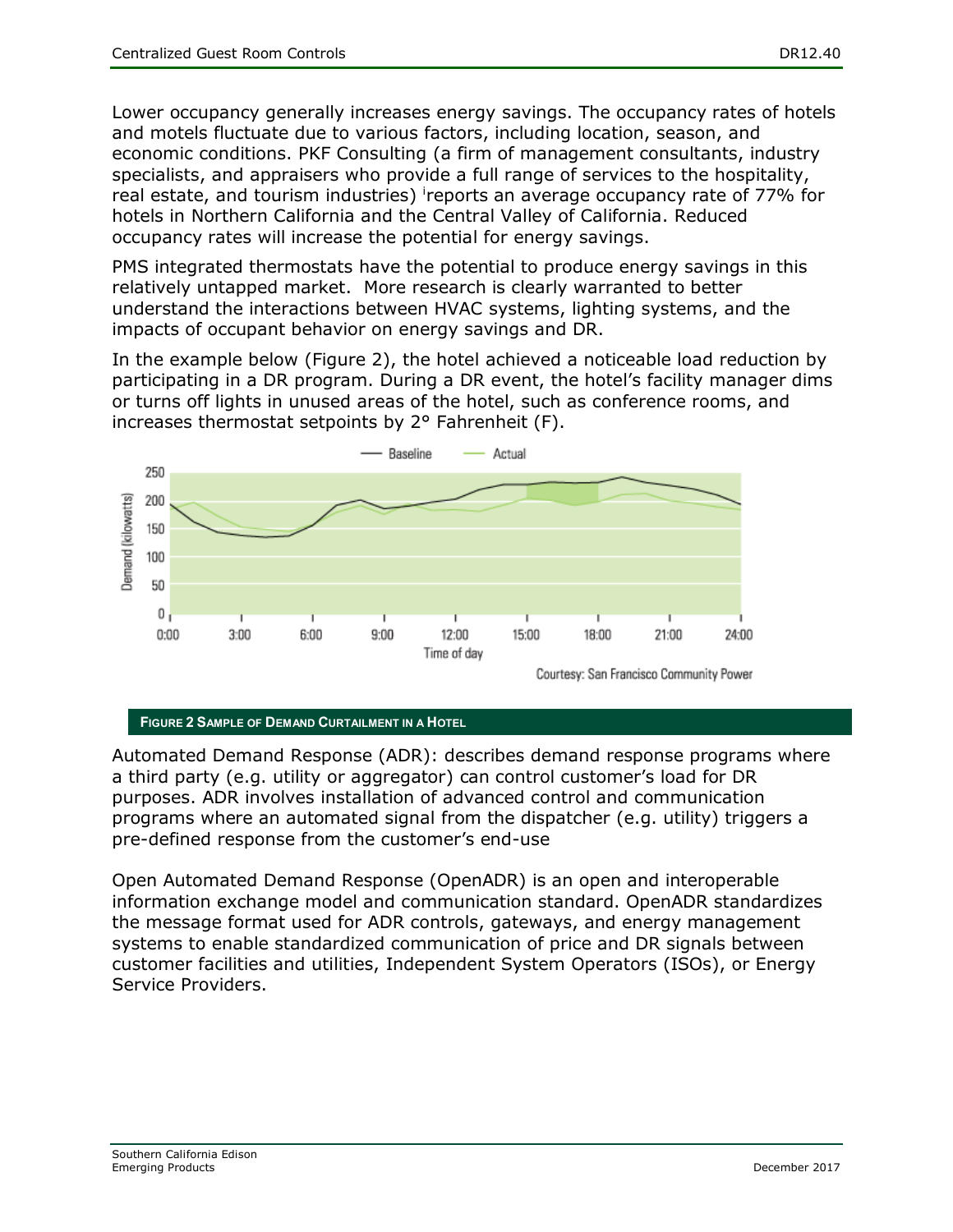Lower occupancy generally increases energy savings. The occupancy rates of hotels and motels fluctuate due to various factors, including location, season, and economic conditions. PKF Consulting (a firm of management consultants, industry specialists, and appraisers who provide a full range of services to the hospitality, real estate, and tourism industries) [i]reports an average occupancy rate of 77% for hotels in Northern California and the Central Valley of California. Reduced occupancy rates will increase the potential for energy savings.

PMS integrated thermostats have the potential to produce energy savings in this relatively untapped market. More research is clearly warranted to better understand the interactions between HVAC systems, lighting systems, and the impacts of occupant behavior on energy savings and DR.

In the example below (Figure 2), the hotel achieved a noticeable load reduction by participating in a DR program. During a DR event, the hotel's facility manager dims or turns off lights in unused areas of the hotel, such as conference rooms, and increases thermostat setpoints by 2° Fahrenheit (F).

**FIGURE 2 SAMPLE OF DEMAND CURTAILMENT IN A HOTEL**

Automated Demand Response (ADR): describes demand response programs where a third party (e.g. utility or aggregator) can control customer's load for DR purposes. ADR involves installation of advanced control and communication programs where an automated signal from the dispatcher (e.g. utility) triggers a pre-defined response from the customer's end-use

Open Automated Demand Response (OpenADR) is an open and interoperable information exchange model and communication standard. OpenADR standardizes the message format used for ADR controls, gateways, and energy management systems to enable standardized communication of price and DR signals between customer facilities and utilities, Independent System Operators (ISOs), or Energy Service Providers.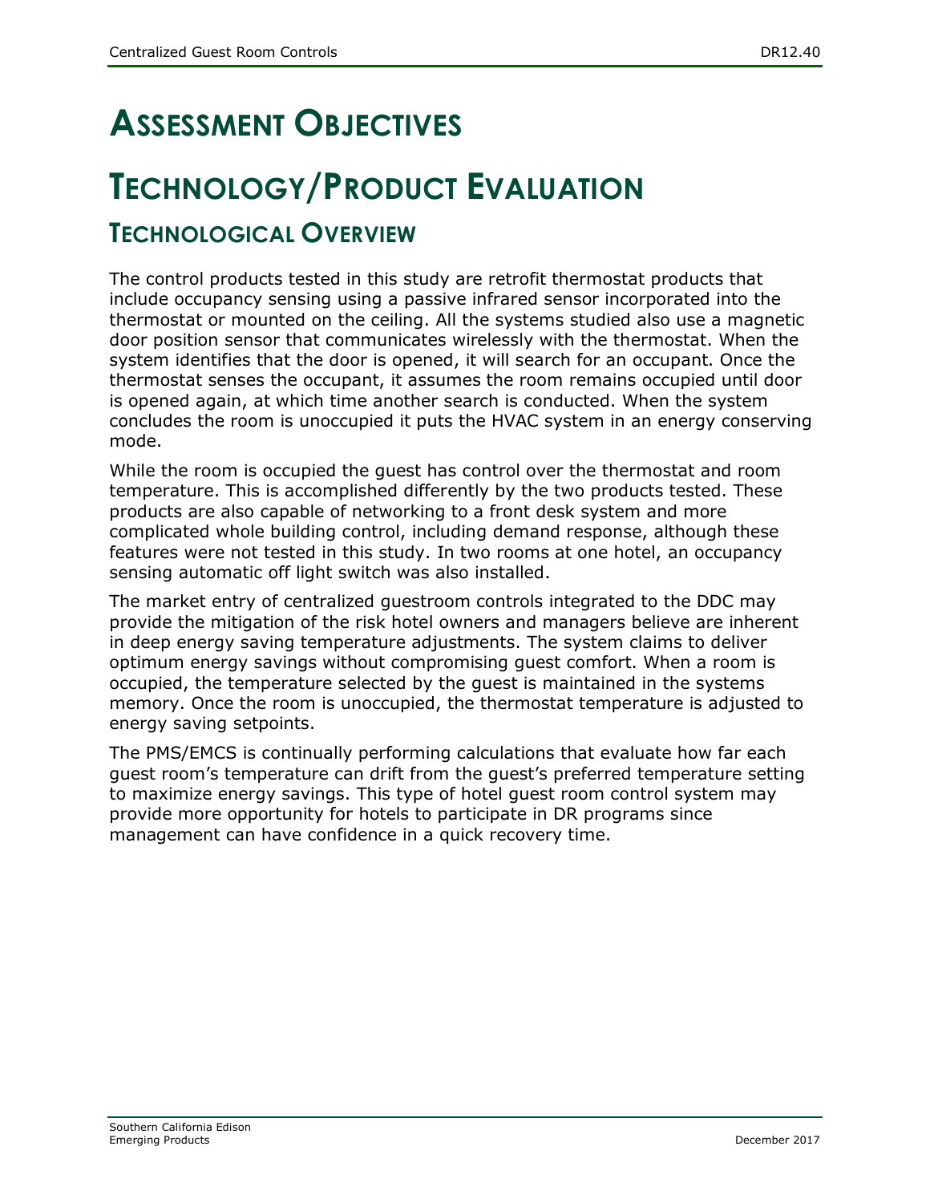# Assessment Objectives

# Technology/Product Evaluation

## Technological Overview

The control products tested in this study are retrofit thermostat products that include occupancy sensing using a passive infrared sensor incorporated into the thermostat or mounted on the ceiling. All the systems studied also use a magnetic door position sensor that communicates wirelessly with the thermostat. When the system identifies that the door is opened, it will search for an occupant. Once the thermostat senses the occupant, it assumes the room remains occupied until door is opened again, at which time another search is conducted. When the system concludes the room is unoccupied it puts the HVAC system in an energy conserving mode.

While the room is occupied the guest has control over the thermostat and room temperature. This is accomplished differently by the two products tested. These products are also capable of networking to a front desk system and more complicated whole building control, including demand response, although these features were not tested in this study. In two rooms at one hotel, an occupancy sensing automatic off light switch was also installed.

The market entry of centralized guestroom controls integrated to the DDC may provide the mitigation of the risk hotel owners and managers believe are inherent in deep energy saving temperature adjustments. The system claims to deliver optimum energy savings without compromising guest comfort. When a room is occupied, the temperature selected by the guest is maintained in the systems memory. Once the room is unoccupied, the thermostat temperature is adjusted to energy saving setpoints.

The PMS/EMCS is continually performing calculations that evaluate how far each guest room's temperature can drift from the guest's preferred temperature setting to maximize energy savings. This type of hotel guest room control system may provide more opportunity for hotels to participate in DR programs since management can have confidence in a quick recovery time.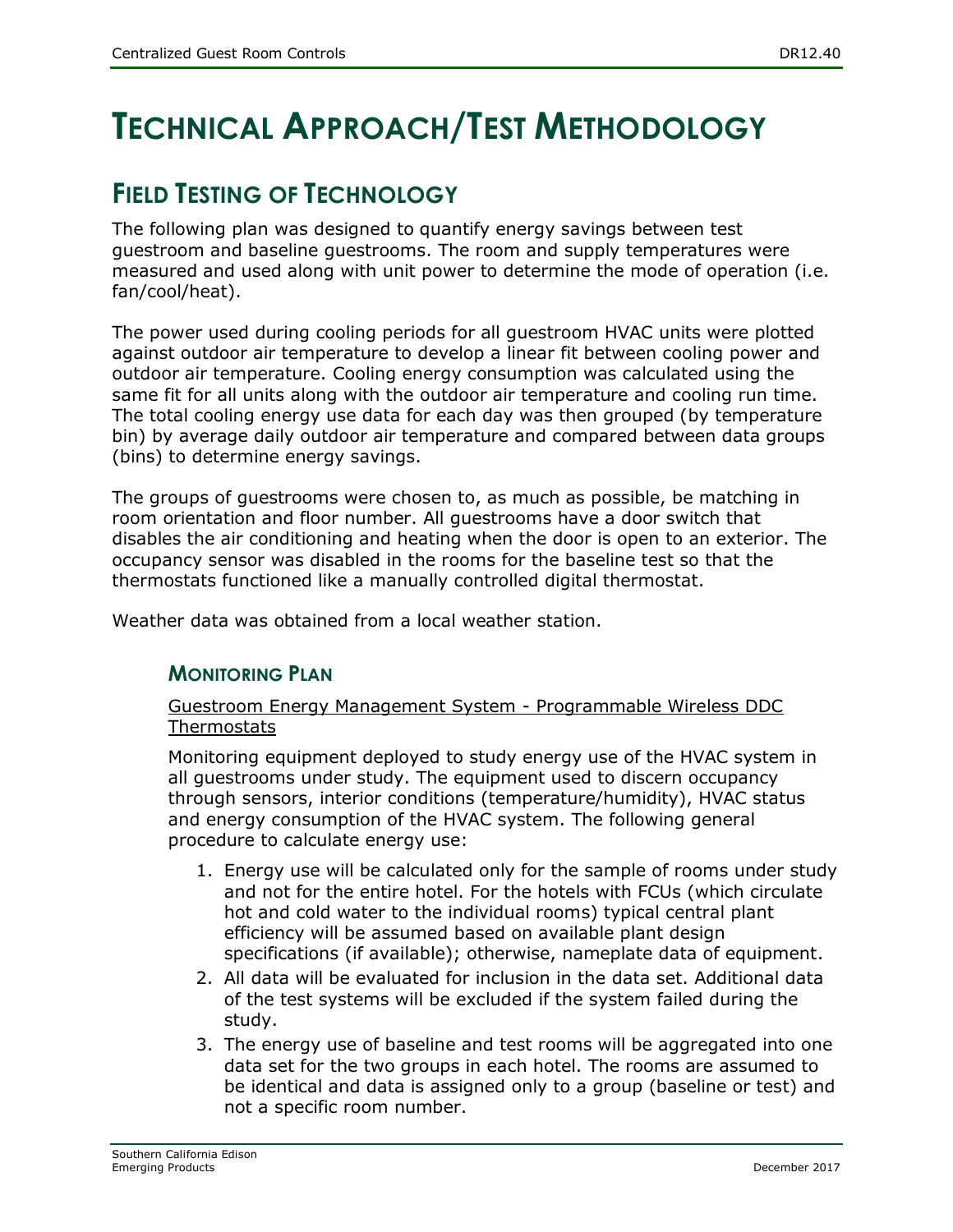# TECHNICAL APPROACH/TEST METHODOLOGY

## FIELD TESTING OF TECHNOLOGY

The following plan was designed to quantify energy savings between test guestroom and baseline guestrooms. The room and supply temperatures were measured and used along with unit power to determine the mode of operation (i.e. fan/cool/heat).

The power used during cooling periods for all guestroom HVAC units were plotted against outdoor air temperature to develop a linear fit between cooling power and outdoor air temperature. Cooling energy consumption was calculated using the same fit for all units along with the outdoor air temperature and cooling run time. The total cooling energy use data for each day was then grouped (by temperature bin) by average daily outdoor air temperature and compared between data groups (bins) to determine energy savings.

The groups of guestrooms were chosen to, as much as possible, be matching in room orientation and floor number. All guestrooms have a door switch that disables the air conditioning and heating when the door is open to an exterior. The occupancy sensor was disabled in the rooms for the baseline test so that the thermostats functioned like a manually controlled digital thermostat.

Weather data was obtained from a local weather station.

### MONITORING PLAN

<u>Guestroom Energy Management System - Programmable Wireless DDC Thermostats</u>

Monitoring equipment deployed to study energy use of the HVAC system in all guestrooms under study. The equipment used to discern occupancy through sensors, interior conditions (temperature/humidity), HVAC status and energy consumption of the HVAC system. The following general procedure to calculate energy use:

1. Energy use will be calculated only for the sample of rooms under study and not for the entire hotel. For the hotels with FCUs (which circulate hot and cold water to the individual rooms) typical central plant efficiency will be assumed based on available plant design specifications (if available); otherwise, nameplate data of equipment.
2. All data will be evaluated for inclusion in the data set. Additional data of the test systems will be excluded if the system failed during the study.
3. The energy use of baseline and test rooms will be aggregated into one data set for the two groups in each hotel. The rooms are assumed to be identical and data is assigned only to a group (baseline or test) and not a specific room number.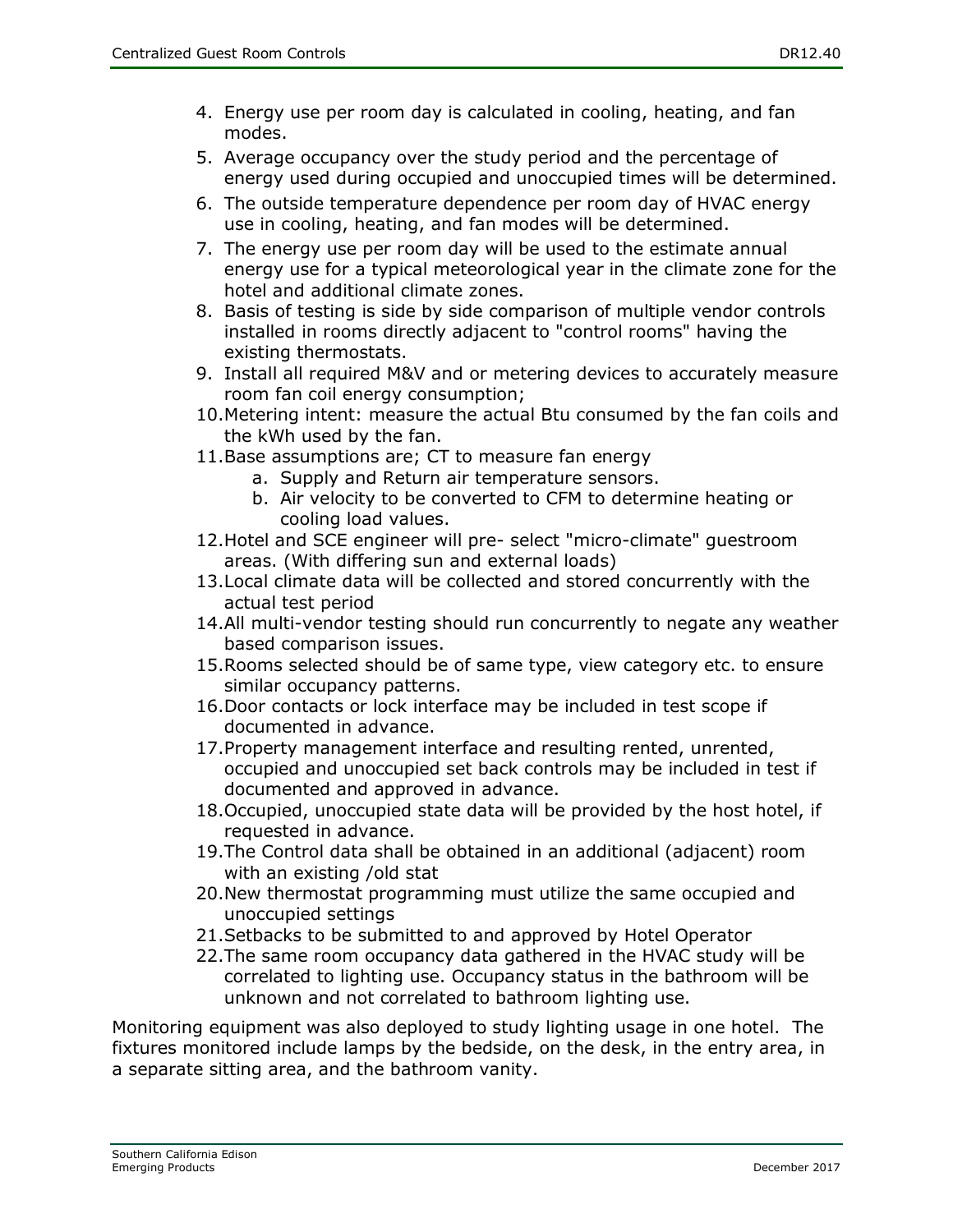4. Energy use per room day is calculated in cooling, heating, and fan modes.
5. Average occupancy over the study period and the percentage of energy used during occupied and unoccupied times will be determined.
6. The outside temperature dependence per room day of HVAC energy use in cooling, heating, and fan modes will be determined.
7. The energy use per room day will be used to the estimate annual energy use for a typical meteorological year in the climate zone for the hotel and additional climate zones.
8. Basis of testing is side by side comparison of multiple vendor controls installed in rooms directly adjacent to "control rooms" having the existing thermostats.
9. Install all required M&V and or metering devices to accurately measure room fan coil energy consumption;
10. Metering intent: measure the actual Btu consumed by the fan coils and the kWh used by the fan.
11. Base assumptions are; CT to measure fan energy
    a. Supply and Return air temperature sensors.
    b. Air velocity to be converted to CFM to determine heating or cooling load values.
12. Hotel and SCE engineer will pre- select "micro-climate" guestroom areas. (With differing sun and external loads)
13. Local climate data will be collected and stored concurrently with the actual test period
14. All multi-vendor testing should run concurrently to negate any weather based comparison issues.
15. Rooms selected should be of same type, view category etc. to ensure similar occupancy patterns.
16. Door contacts or lock interface may be included in test scope if documented in advance.
17. Property management interface and resulting rented, unrented, occupied and unoccupied set back controls may be included in test if documented and approved in advance.
18. Occupied, unoccupied state data will be provided by the host hotel, if requested in advance.
19. The Control data shall be obtained in an additional (adjacent) room with an existing /old stat
20. New thermostat programming must utilize the same occupied and unoccupied settings
21. Setbacks to be submitted to and approved by Hotel Operator
22. The same room occupancy data gathered in the HVAC study will be correlated to lighting use. Occupancy status in the bathroom will be unknown and not correlated to bathroom lighting use.

Monitoring equipment was also deployed to study lighting usage in one hotel. The fixtures monitored include lamps by the bedside, on the desk, in the entry area, in a separate sitting area, and the bathroom vanity.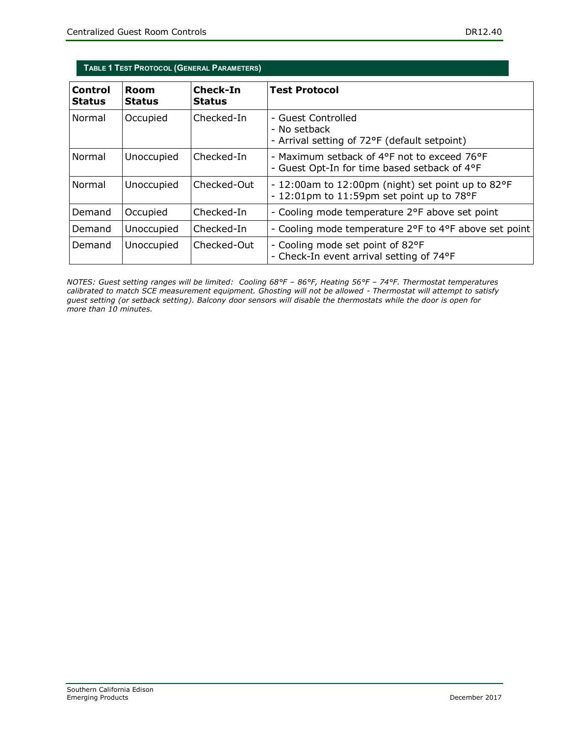**TABLE 1 TEST PROTOCOL (GENERAL PARAMETERS)**

| Control Status | Room Status | Check-In Status | Test Protocol |
|---|---|---|---|
| Normal | Occupied | Checked-In | - Guest Controlled<br>- No setback<br>- Arrival setting of 72°F (default setpoint) |
| Normal | Unoccupied | Checked-In | - Maximum setback of 4°F not to exceed 76°F<br>- Guest Opt-In for time based setback of 4°F |
| Normal | Unoccupied | Checked-Out | - 12:00am to 12:00pm (night) set point up to 82°F<br>- 12:01pm to 11:59pm set point up to 78°F |
| Demand | Occupied | Checked-In | - Cooling mode temperature 2°F above set point |
| Demand | Unoccupied | Checked-In | - Cooling mode temperature 2°F to 4°F above set point |
| Demand | Unoccupied | Checked-Out | - Cooling mode set point of 82°F<br>- Check-In event arrival setting of 74°F |

*NOTES: Guest setting ranges will be limited: Cooling 68°F – 86°F, Heating 56°F – 74°F. Thermostat temperatures calibrated to match SCE measurement equipment. Ghosting will not be allowed - Thermostat will attempt to satisfy guest setting (or setback setting). Balcony door sensors will disable the thermostats while the door is open for more than 10 minutes.*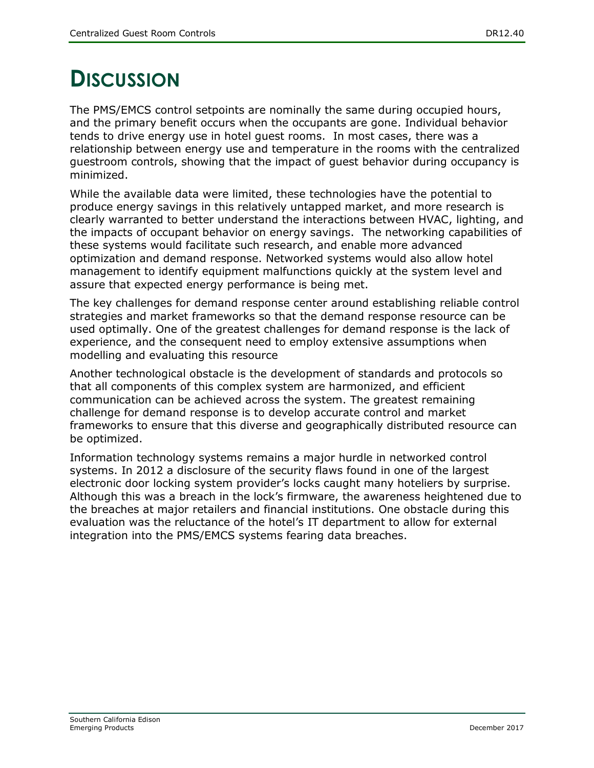# DISCUSSION

The PMS/EMCS control setpoints are nominally the same during occupied hours, and the primary benefit occurs when the occupants are gone. Individual behavior tends to drive energy use in hotel guest rooms. In most cases, there was a relationship between energy use and temperature in the rooms with the centralized guestroom controls, showing that the impact of guest behavior during occupancy is minimized.

While the available data were limited, these technologies have the potential to produce energy savings in this relatively untapped market, and more research is clearly warranted to better understand the interactions between HVAC, lighting, and the impacts of occupant behavior on energy savings. The networking capabilities of these systems would facilitate such research, and enable more advanced optimization and demand response. Networked systems would also allow hotel management to identify equipment malfunctions quickly at the system level and assure that expected energy performance is being met.

The key challenges for demand response center around establishing reliable control strategies and market frameworks so that the demand response resource can be used optimally. One of the greatest challenges for demand response is the lack of experience, and the consequent need to employ extensive assumptions when modelling and evaluating this resource

Another technological obstacle is the development of standards and protocols so that all components of this complex system are harmonized, and efficient communication can be achieved across the system. The greatest remaining challenge for demand response is to develop accurate control and market frameworks to ensure that this diverse and geographically distributed resource can be optimized.

Information technology systems remains a major hurdle in networked control systems. In 2012 a disclosure of the security flaws found in one of the largest electronic door locking system provider's locks caught many hoteliers by surprise. Although this was a breach in the lock's firmware, the awareness heightened due to the breaches at major retailers and financial institutions. One obstacle during this evaluation was the reluctance of the hotel's IT department to allow for external integration into the PMS/EMCS systems fearing data breaches.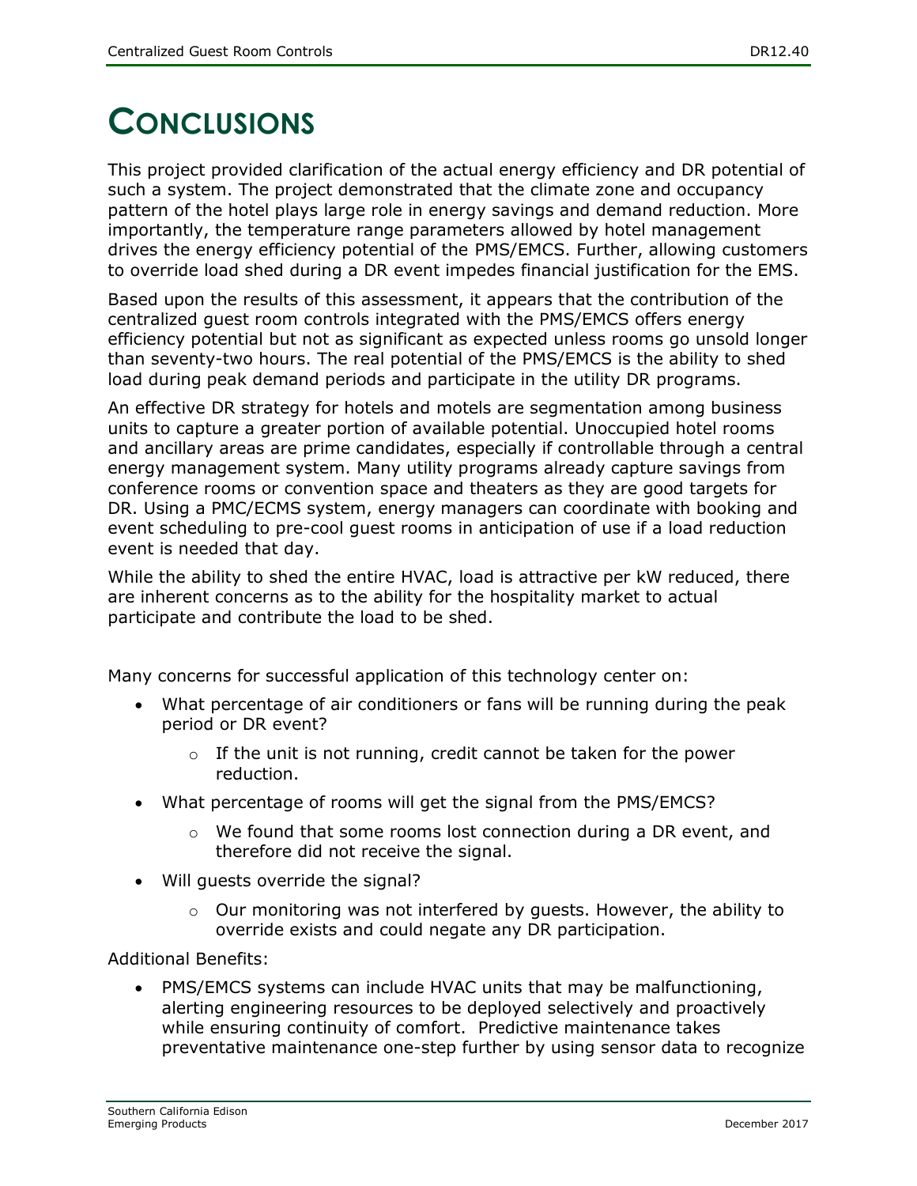# CONCLUSIONS

This project provided clarification of the actual energy efficiency and DR potential of such a system. The project demonstrated that the climate zone and occupancy pattern of the hotel plays large role in energy savings and demand reduction. More importantly, the temperature range parameters allowed by hotel management drives the energy efficiency potential of the PMS/EMCS. Further, allowing customers to override load shed during a DR event impedes financial justification for the EMS.

Based upon the results of this assessment, it appears that the contribution of the centralized guest room controls integrated with the PMS/EMCS offers energy efficiency potential but not as significant as expected unless rooms go unsold longer than seventy-two hours. The real potential of the PMS/EMCS is the ability to shed load during peak demand periods and participate in the utility DR programs.

An effective DR strategy for hotels and motels are segmentation among business units to capture a greater portion of available potential. Unoccupied hotel rooms and ancillary areas are prime candidates, especially if controllable through a central energy management system. Many utility programs already capture savings from conference rooms or convention space and theaters as they are good targets for DR. Using a PMC/ECMS system, energy managers can coordinate with booking and event scheduling to pre-cool guest rooms in anticipation of use if a load reduction event is needed that day.

While the ability to shed the entire HVAC, load is attractive per kW reduced, there are inherent concerns as to the ability for the hospitality market to actual participate and contribute the load to be shed.

Many concerns for successful application of this technology center on:

- What percentage of air conditioners or fans will be running during the peak period or DR event?
  - If the unit is not running, credit cannot be taken for the power reduction.
- What percentage of rooms will get the signal from the PMS/EMCS?
  - We found that some rooms lost connection during a DR event, and therefore did not receive the signal.
- Will guests override the signal?
  - Our monitoring was not interfered by guests. However, the ability to override exists and could negate any DR participation.

Additional Benefits:

- PMS/EMCS systems can include HVAC units that may be malfunctioning, alerting engineering resources to be deployed selectively and proactively while ensuring continuity of comfort. Predictive maintenance takes preventative maintenance one-step further by using sensor data to recognize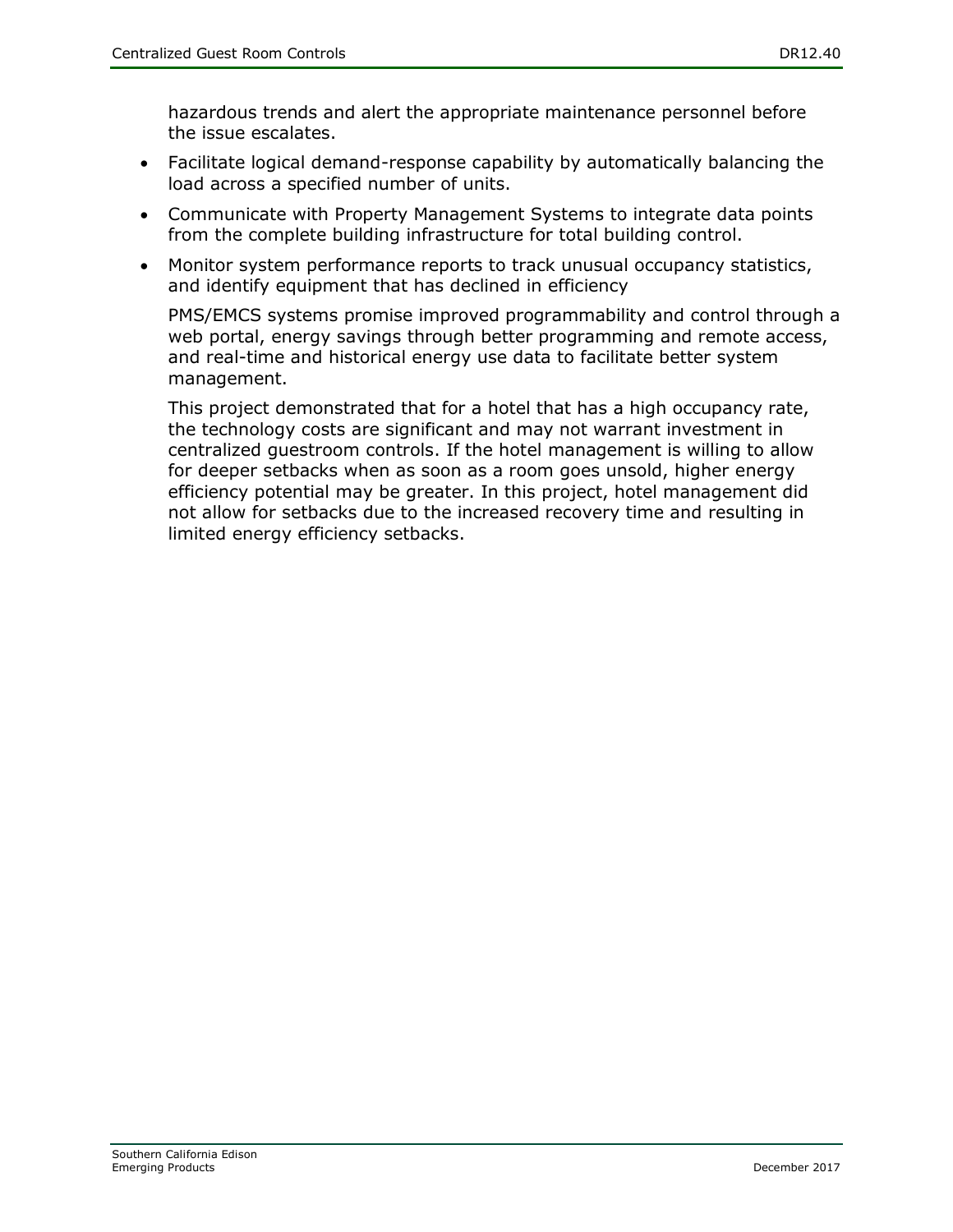hazardous trends and alert the appropriate maintenance personnel before the issue escalates.

- Facilitate logical demand-response capability by automatically balancing the load across a specified number of units.
- Communicate with Property Management Systems to integrate data points from the complete building infrastructure for total building control.
- Monitor system performance reports to track unusual occupancy statistics, and identify equipment that has declined in efficiency

PMS/EMCS systems promise improved programmability and control through a web portal, energy savings through better programming and remote access, and real-time and historical energy use data to facilitate better system management.

This project demonstrated that for a hotel that has a high occupancy rate, the technology costs are significant and may not warrant investment in centralized guestroom controls. If the hotel management is willing to allow for deeper setbacks when as soon as a room goes unsold, higher energy efficiency potential may be greater. In this project, hotel management did not allow for setbacks due to the increased recovery time and resulting in limited energy efficiency setbacks.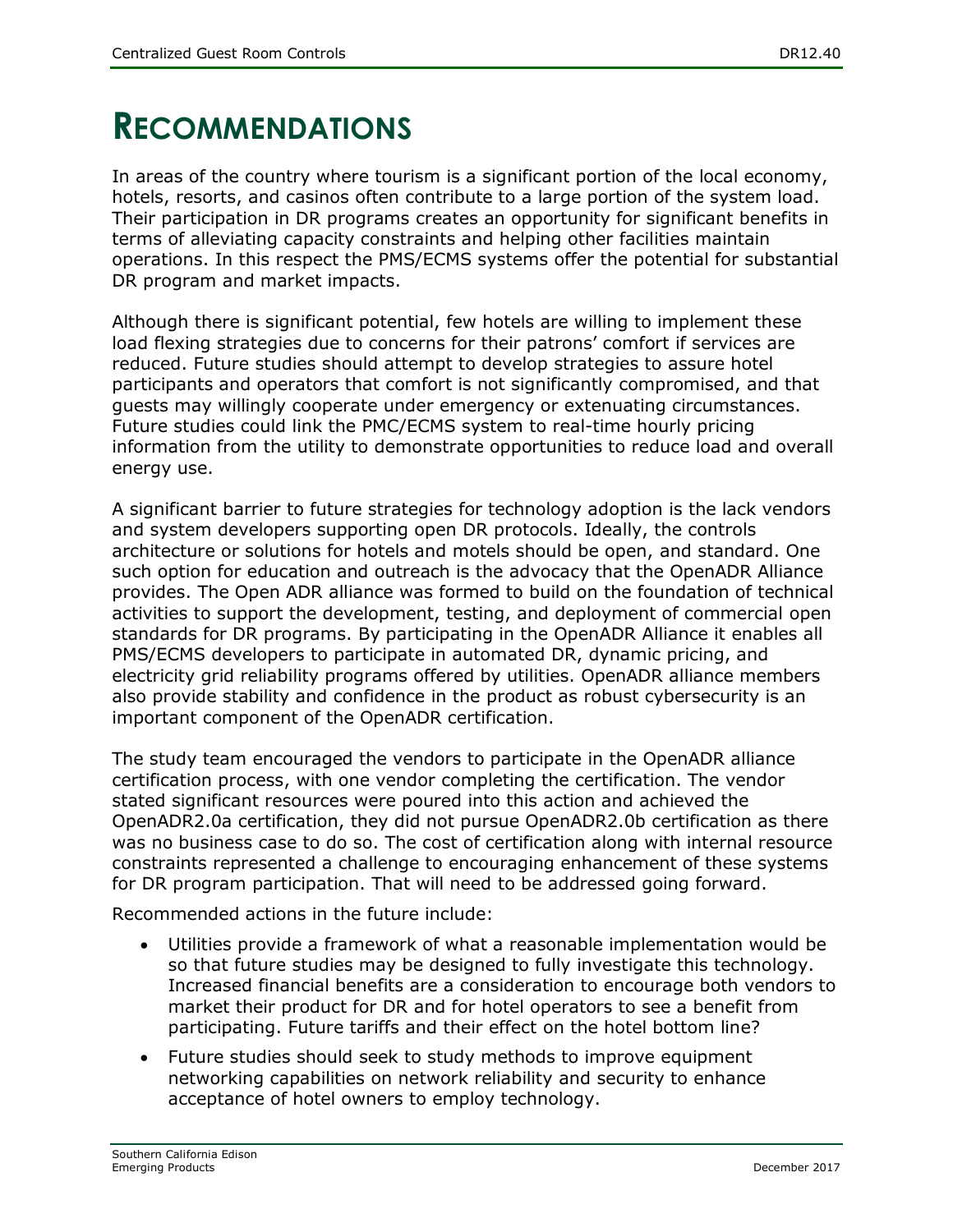# RECOMMENDATIONS

In areas of the country where tourism is a significant portion of the local economy, hotels, resorts, and casinos often contribute to a large portion of the system load. Their participation in DR programs creates an opportunity for significant benefits in terms of alleviating capacity constraints and helping other facilities maintain operations. In this respect the PMS/ECMS systems offer the potential for substantial DR program and market impacts.

Although there is significant potential, few hotels are willing to implement these load flexing strategies due to concerns for their patrons' comfort if services are reduced. Future studies should attempt to develop strategies to assure hotel participants and operators that comfort is not significantly compromised, and that guests may willingly cooperate under emergency or extenuating circumstances. Future studies could link the PMC/ECMS system to real-time hourly pricing information from the utility to demonstrate opportunities to reduce load and overall energy use.

A significant barrier to future strategies for technology adoption is the lack vendors and system developers supporting open DR protocols. Ideally, the controls architecture or solutions for hotels and motels should be open, and standard. One such option for education and outreach is the advocacy that the OpenADR Alliance provides. The Open ADR alliance was formed to build on the foundation of technical activities to support the development, testing, and deployment of commercial open standards for DR programs. By participating in the OpenADR Alliance it enables all PMS/ECMS developers to participate in automated DR, dynamic pricing, and electricity grid reliability programs offered by utilities. OpenADR alliance members also provide stability and confidence in the product as robust cybersecurity is an important component of the OpenADR certification.

The study team encouraged the vendors to participate in the OpenADR alliance certification process, with one vendor completing the certification. The vendor stated significant resources were poured into this action and achieved the OpenADR2.0a certification, they did not pursue OpenADR2.0b certification as there was no business case to do so. The cost of certification along with internal resource constraints represented a challenge to encouraging enhancement of these systems for DR program participation. That will need to be addressed going forward.

Recommended actions in the future include:

- Utilities provide a framework of what a reasonable implementation would be so that future studies may be designed to fully investigate this technology. Increased financial benefits are a consideration to encourage both vendors to market their product for DR and for hotel operators to see a benefit from participating. Future tariffs and their effect on the hotel bottom line?
- Future studies should seek to study methods to improve equipment networking capabilities on network reliability and security to enhance acceptance of hotel owners to employ technology.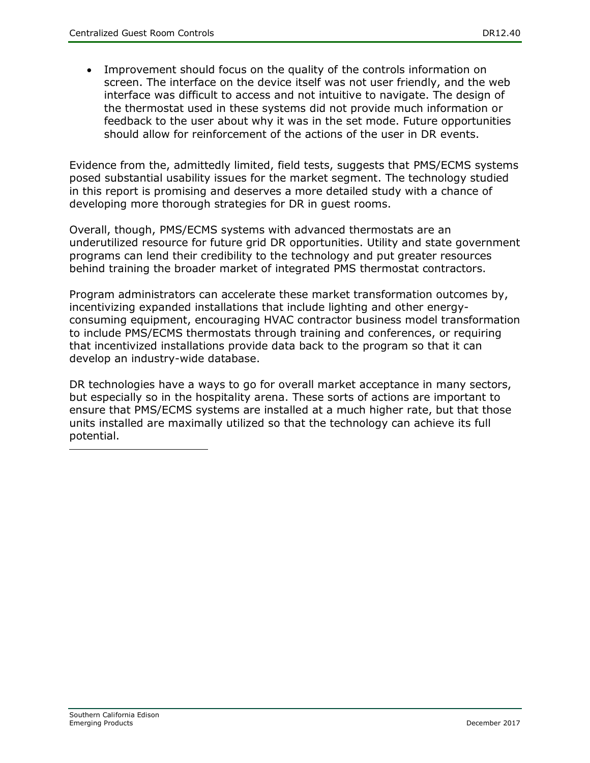- Improvement should focus on the quality of the controls information on screen. The interface on the device itself was not user friendly, and the web interface was difficult to access and not intuitive to navigate. The design of the thermostat used in these systems did not provide much information or feedback to the user about why it was in the set mode. Future opportunities should allow for reinforcement of the actions of the user in DR events.

Evidence from the, admittedly limited, field tests, suggests that PMS/ECMS systems posed substantial usability issues for the market segment. The technology studied in this report is promising and deserves a more detailed study with a chance of developing more thorough strategies for DR in guest rooms.

Overall, though, PMS/ECMS systems with advanced thermostats are an underutilized resource for future grid DR opportunities. Utility and state government programs can lend their credibility to the technology and put greater resources behind training the broader market of integrated PMS thermostat contractors.

Program administrators can accelerate these market transformation outcomes by, incentivizing expanded installations that include lighting and other energy-consuming equipment, encouraging HVAC contractor business model transformation to include PMS/ECMS thermostats through training and conferences, or requiring that incentivized installations provide data back to the program so that it can develop an industry-wide database.

DR technologies have a ways to go for overall market acceptance in many sectors, but especially so in the hospitality arena. These sorts of actions are important to ensure that PMS/ECMS systems are installed at a much higher rate, but that those units installed are maximally utilized so that the technology can achieve its full potential.